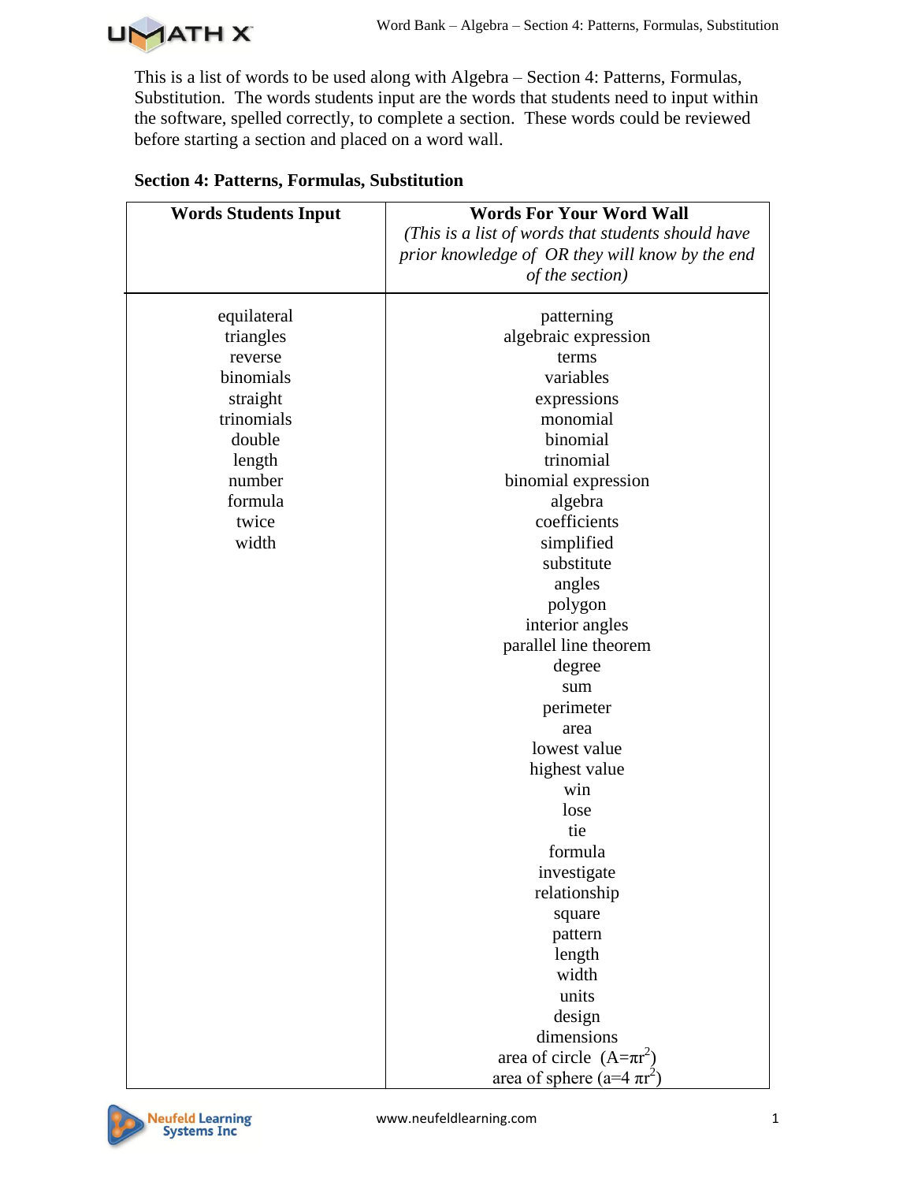This is a list of words to be used along with Algebra – Section 4: Patterns, Formulas, Substitution. The words students input are the words that students need to input within the software, spelled correctly, to complete a section. These words could be reviewed before starting a section and placed on a word wall.

**Section 4: Patterns, Formulas, Substitution**

| **Words Students Input** | **Words For Your Word Wall** *(This is a list of words that students should have prior knowledge of OR they will know by the end of the section)* |
|---|---|
| equilateral | patterning |
| triangles | algebraic expression |
| reverse | terms |
| binomials | variables |
| straight | expressions |
| trinomials | monomial |
| double | binomial |
| length | trinomial |
| number | binomial expression |
| formula | algebra |
| twice | coefficients |
| width | simplified |
| | substitute |
| | angles |
| | polygon |
| | interior angles |
| | parallel line theorem |
| | degree |
| | sum |
| | perimeter |
| | area |
| | lowest value |
| | highest value |
| | win |
| | lose |
| | tie |
| | formula |
| | investigate |
| | relationship |
| | square |
| | pattern |
| | length |
| | width |
| | units |
| | design |
| | dimensions |
| | area of circle ($A=\pi r^2$) |
| | area of sphere ($a=4\pi r^2$) |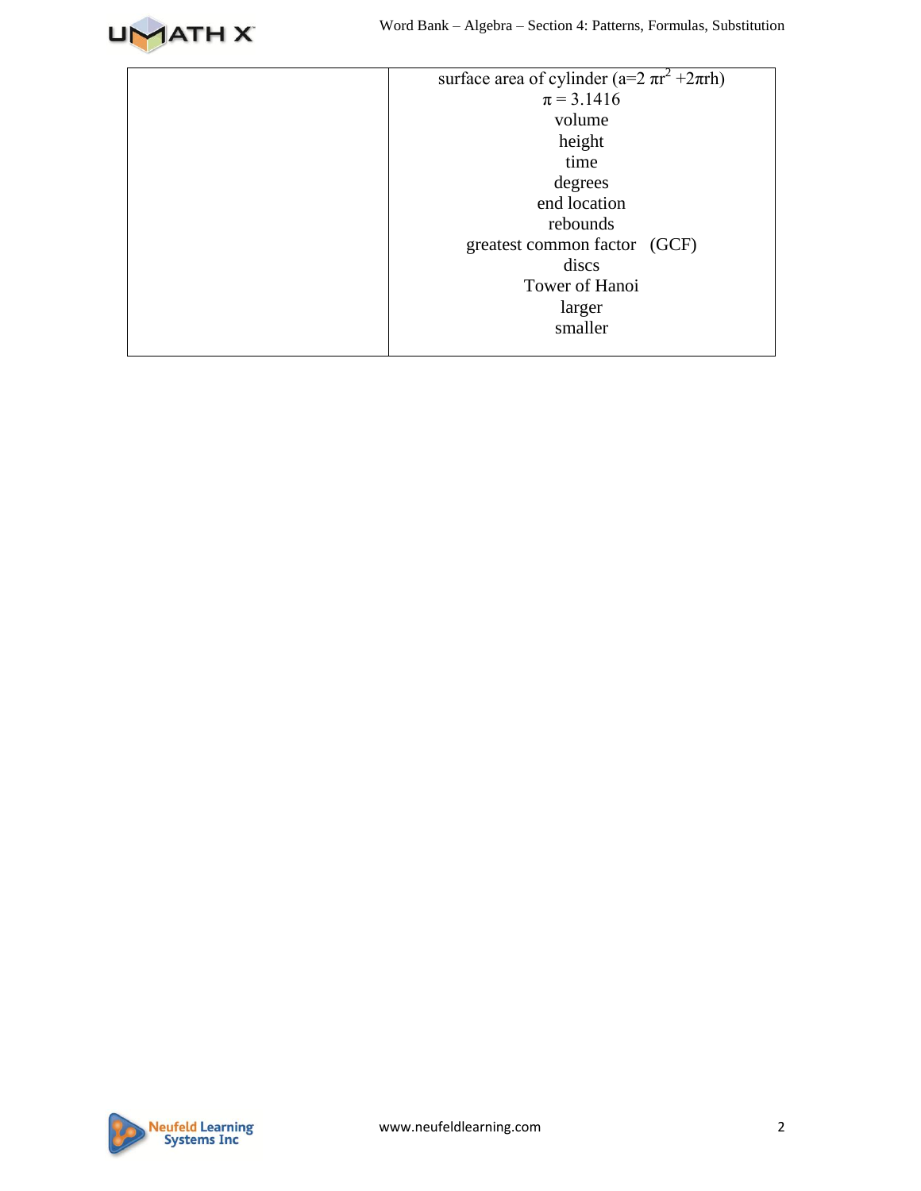| | |
|---|---|
| | surface area of cylinder ($a=2\pi r^2+2\pi rh$)<br>$\pi = 3.1416$<br>volume<br>height<br>time<br>degrees<br>end location<br>rebounds<br>greatest common factor (GCF)<br>discs<br>Tower of Hanoi<br>larger<br>smaller |